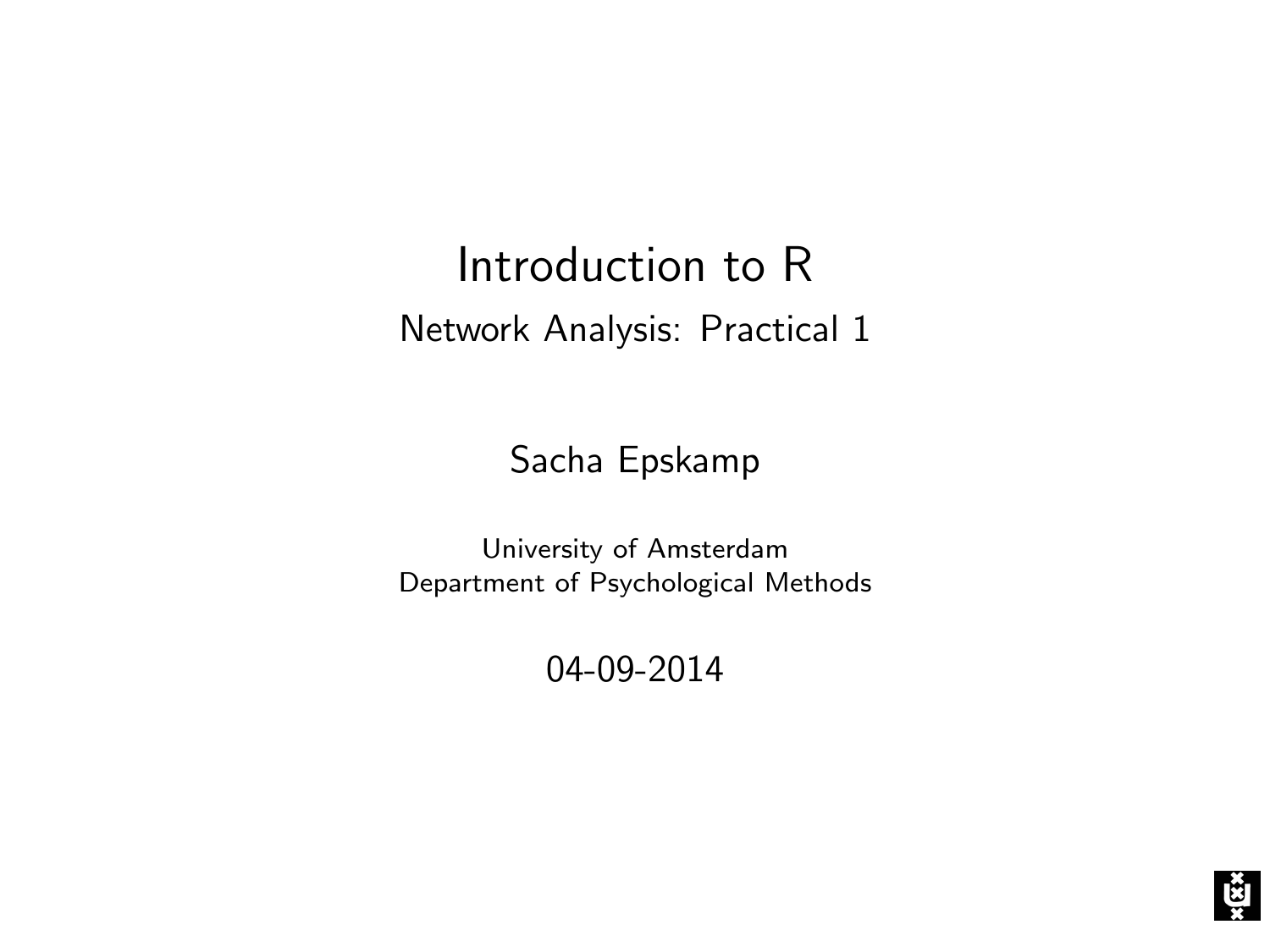# Introduction to R

## Network Analysis: Practical 1

Sacha Epskamp

University of Amsterdam
Department of Psychological Methods

04-09-2014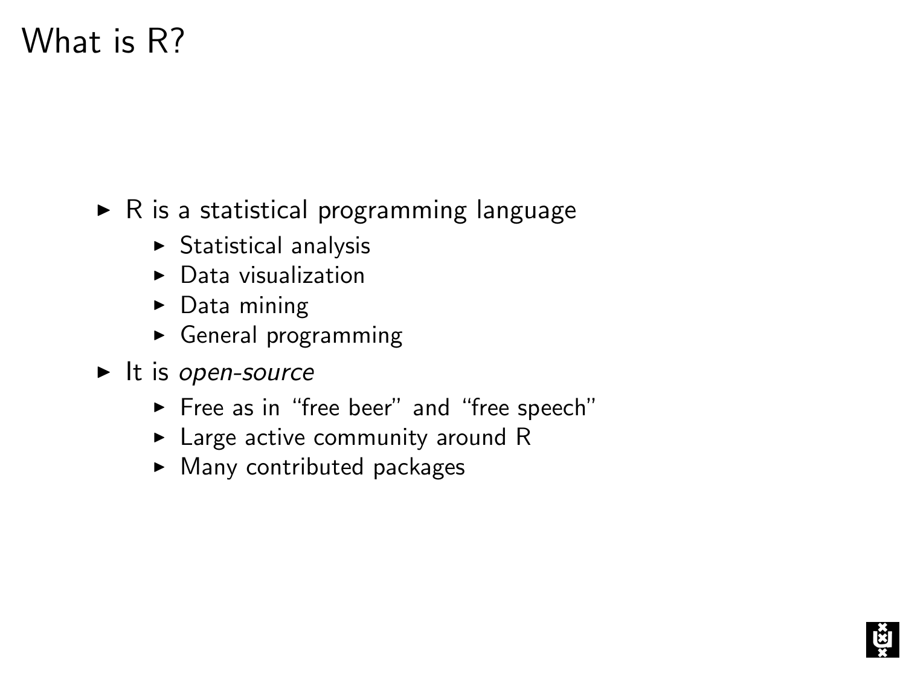# What is R?

- R is a statistical programming language
  - Statistical analysis
  - Data visualization
  - Data mining
  - General programming
- It is *open-source*
  - Free as in "free beer" and "free speech"
  - Large active community around R
  - Many contributed packages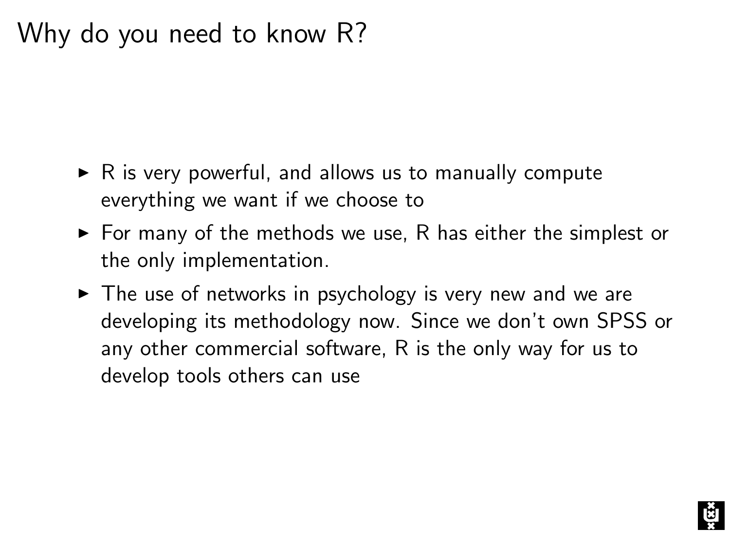# Why do you need to know R?

- R is very powerful, and allows us to manually compute everything we want if we choose to
- For many of the methods we use, R has either the simplest or the only implementation.
- The use of networks in psychology is very new and we are developing its methodology now. Since we don't own SPSS or any other commercial software, R is the only way for us to develop tools others can use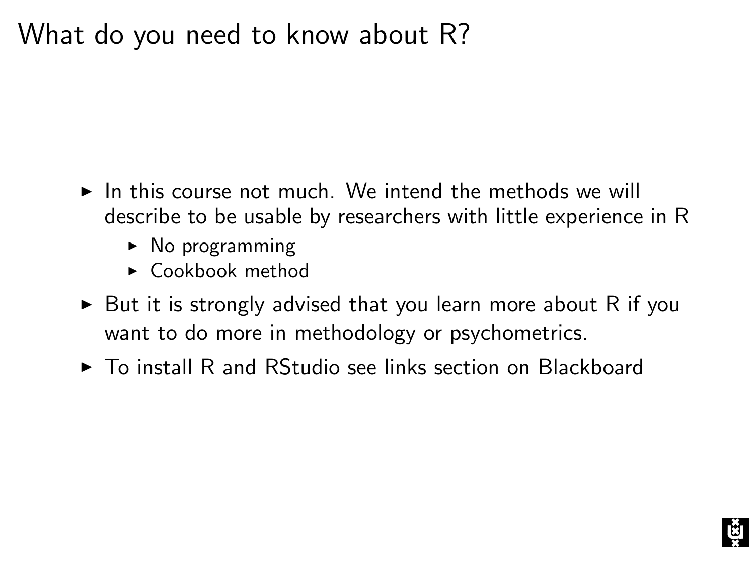# What do you need to know about R?

- In this course not much. We intend the methods we will describe to be usable by researchers with little experience in R
  - No programming
  - Cookbook method
- But it is strongly advised that you learn more about R if you want to do more in methodology or psychometrics.
- To install R and RStudio see links section on Blackboard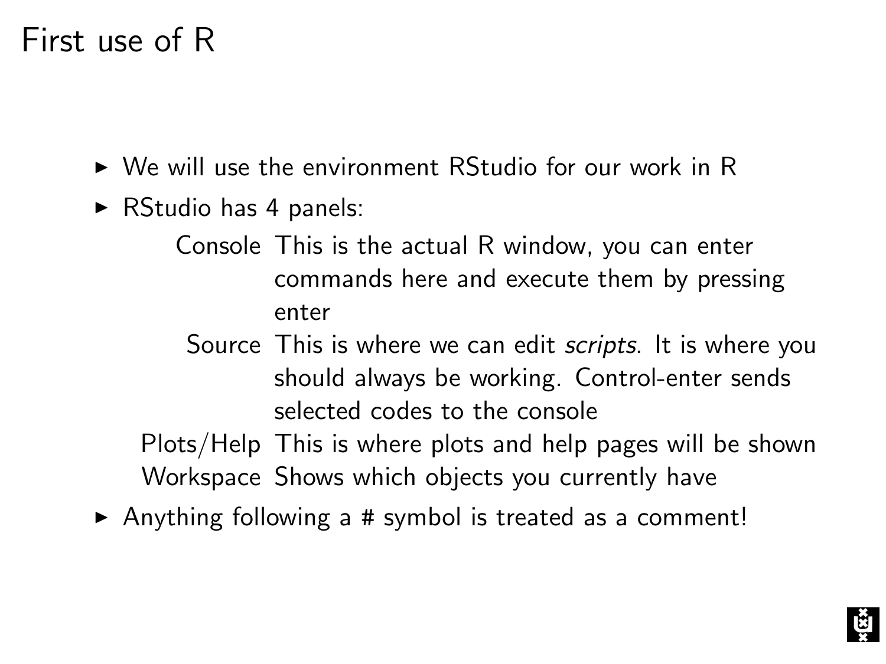# First use of R

- We will use the environment RStudio for our work in R
- RStudio has 4 panels:

| | |
|---|---|
| Console | This is the actual R window, you can enter commands here and execute them by pressing enter |
| Source | This is where we can edit *scripts*. It is where you should always be working. Control-enter sends selected codes to the console |
| Plots/Help | This is where plots and help pages will be shown |
| Workspace | Shows which objects you currently have |

- Anything following a # symbol is treated as a comment!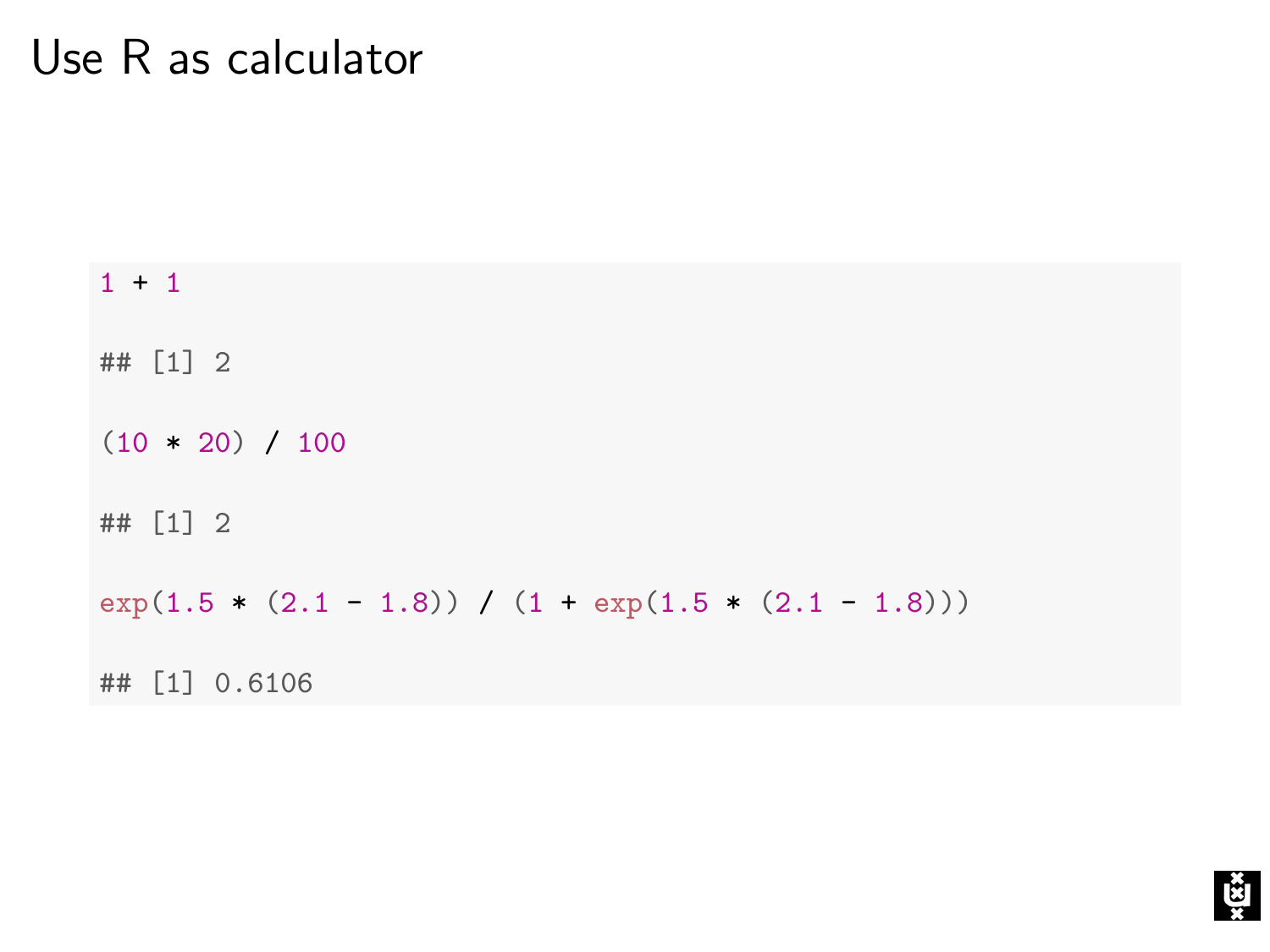# Use R as calculator

```
1 + 1

## [1] 2

(10 * 20) / 100

## [1] 2

exp(1.5 * (2.1 - 1.8)) / (1 + exp(1.5 * (2.1 - 1.8)))

## [1] 0.6106
```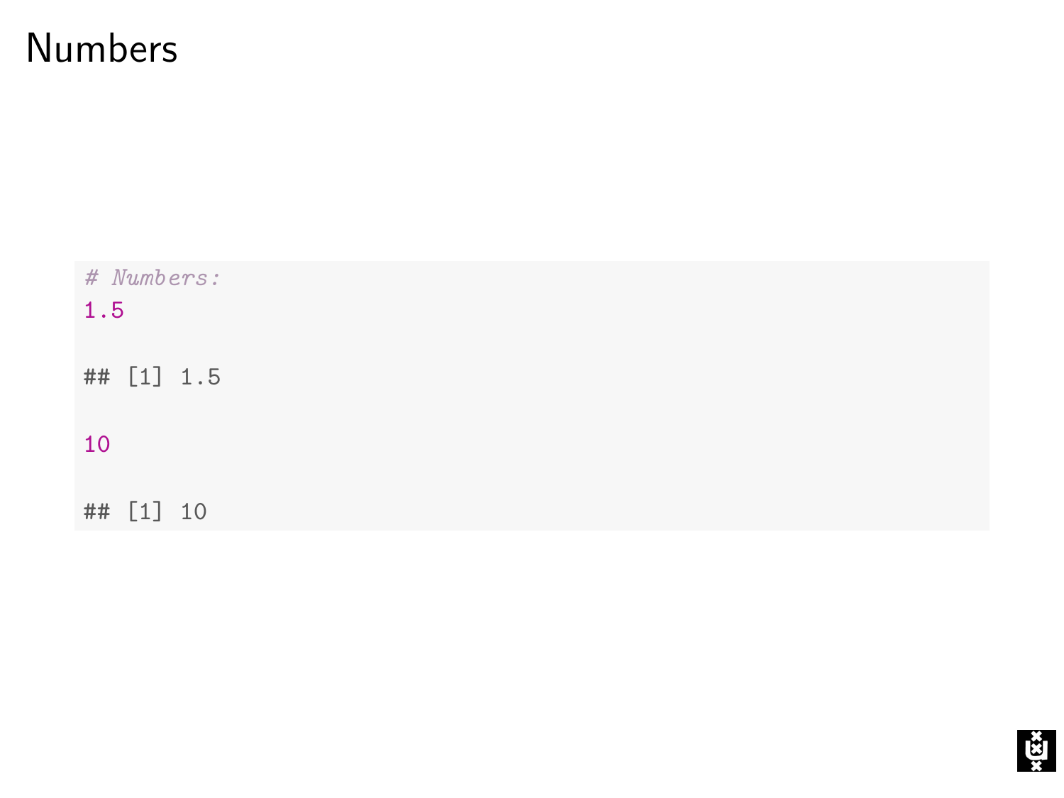# Numbers

```
# Numbers:
1.5

## [1] 1.5

10

## [1] 10
```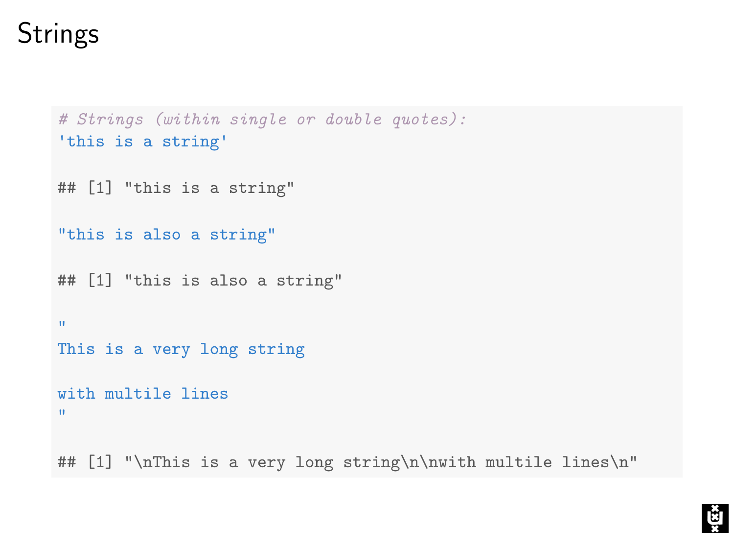# Strings

```
# Strings (within single or double quotes):
'this is a string'

## [1] "this is a string"

"this is also a string"

## [1] "this is also a string"

"
This is a very long string

with multile lines
"

## [1] "\nThis is a very long string\n\nwith multile lines\n"
```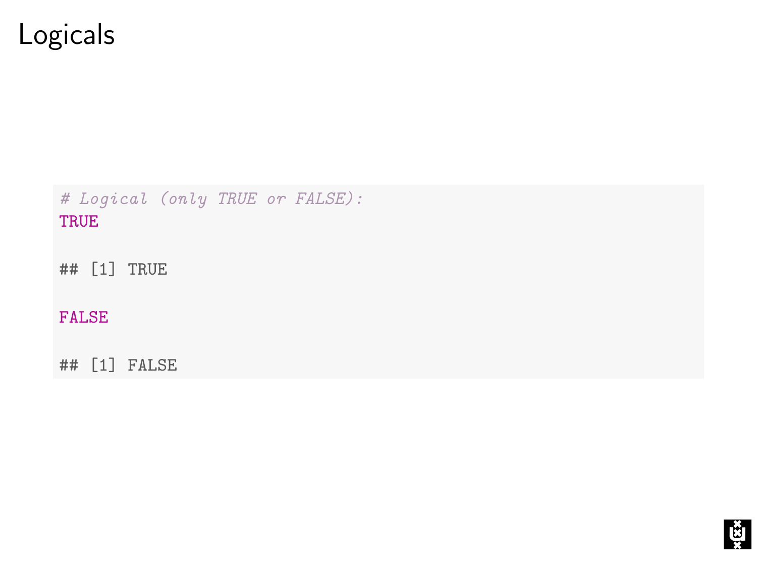# Logicals

```
# Logical (only TRUE or FALSE):
TRUE

## [1] TRUE

FALSE

## [1] FALSE
```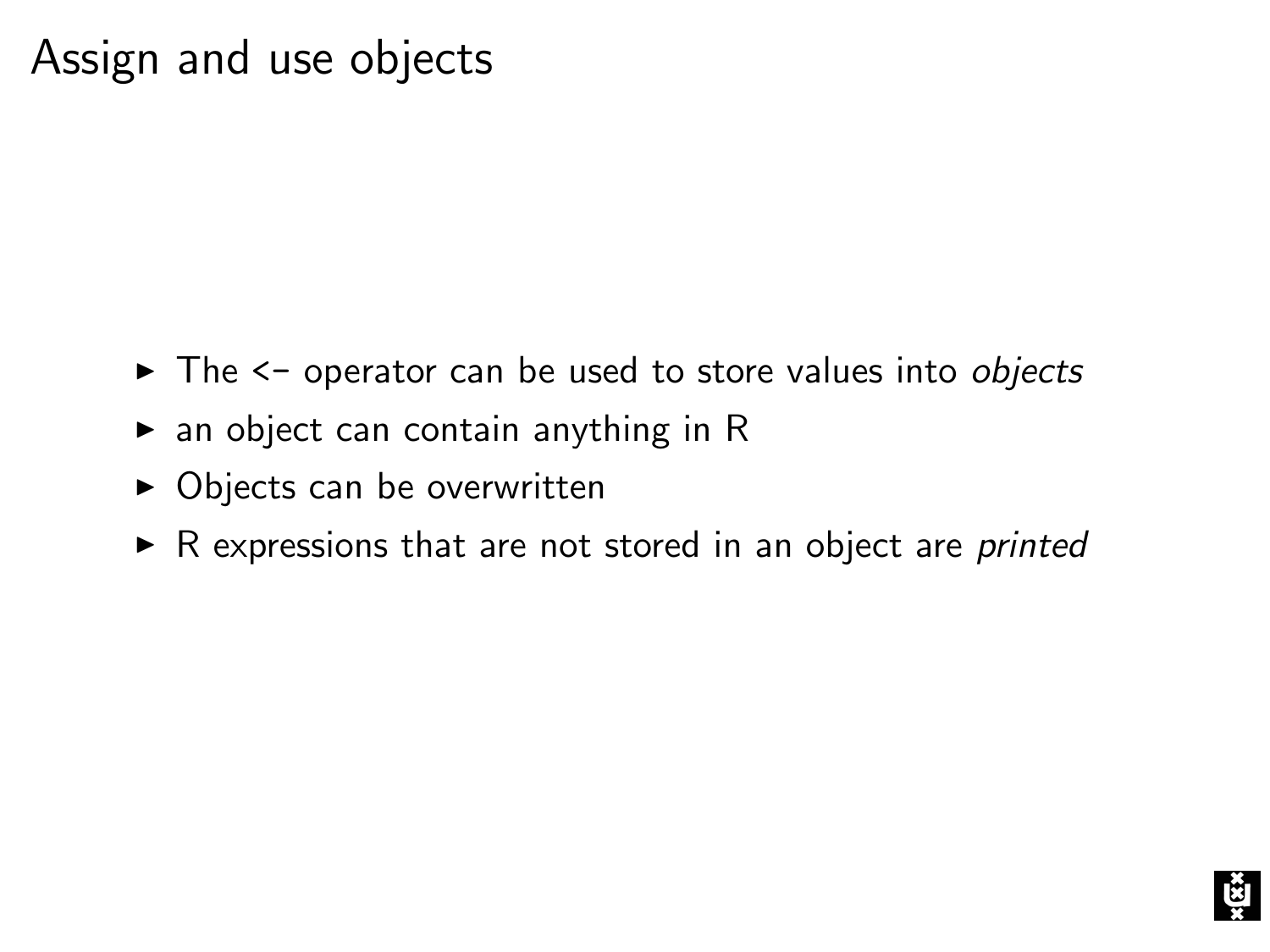# Assign and use objects

- The <- operator can be used to store values into *objects*
- an object can contain anything in R
- Objects can be overwritten
- R expressions that are not stored in an object are *printed*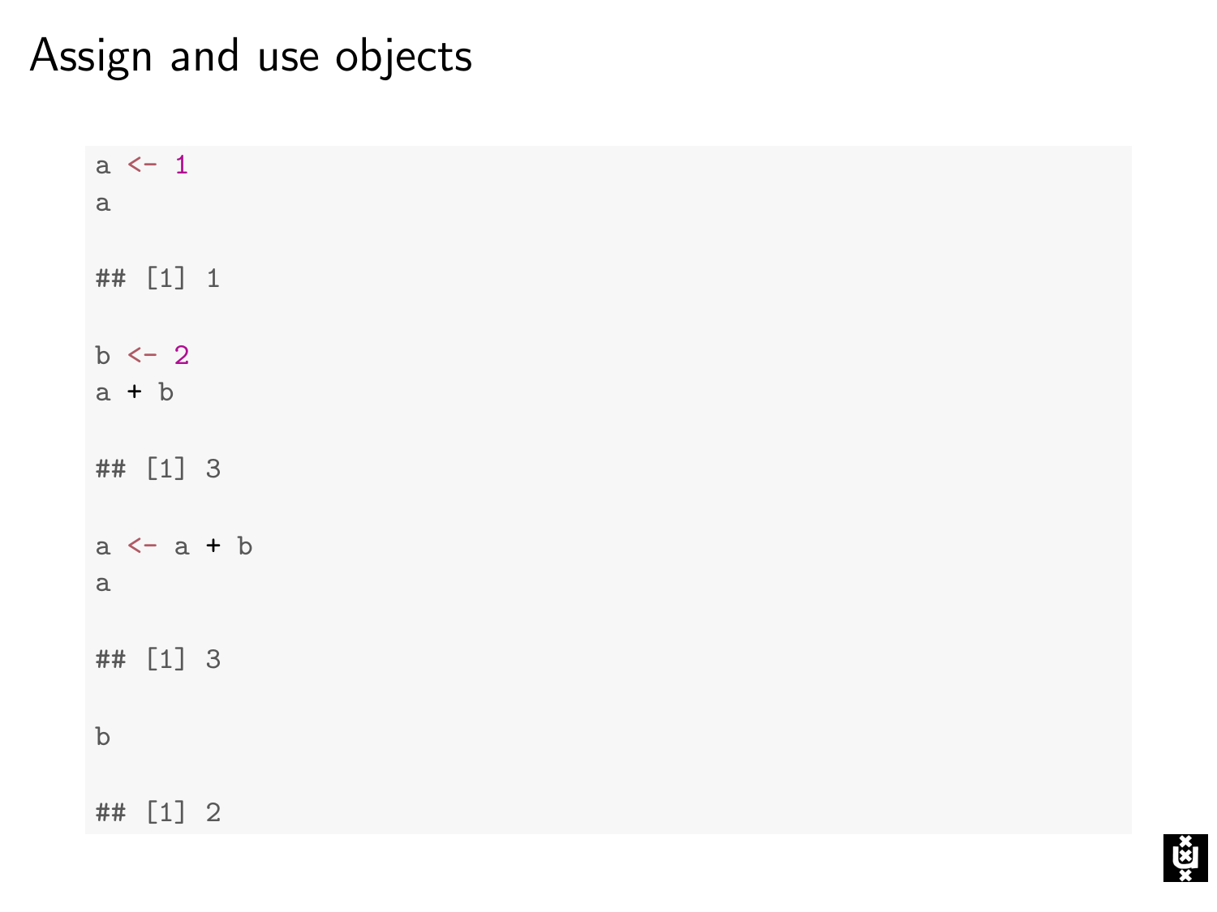# Assign and use objects

```
a <- 1
a

## [1] 1

b <- 2
a + b

## [1] 3

a <- a + b
a

## [1] 3

b

## [1] 2
```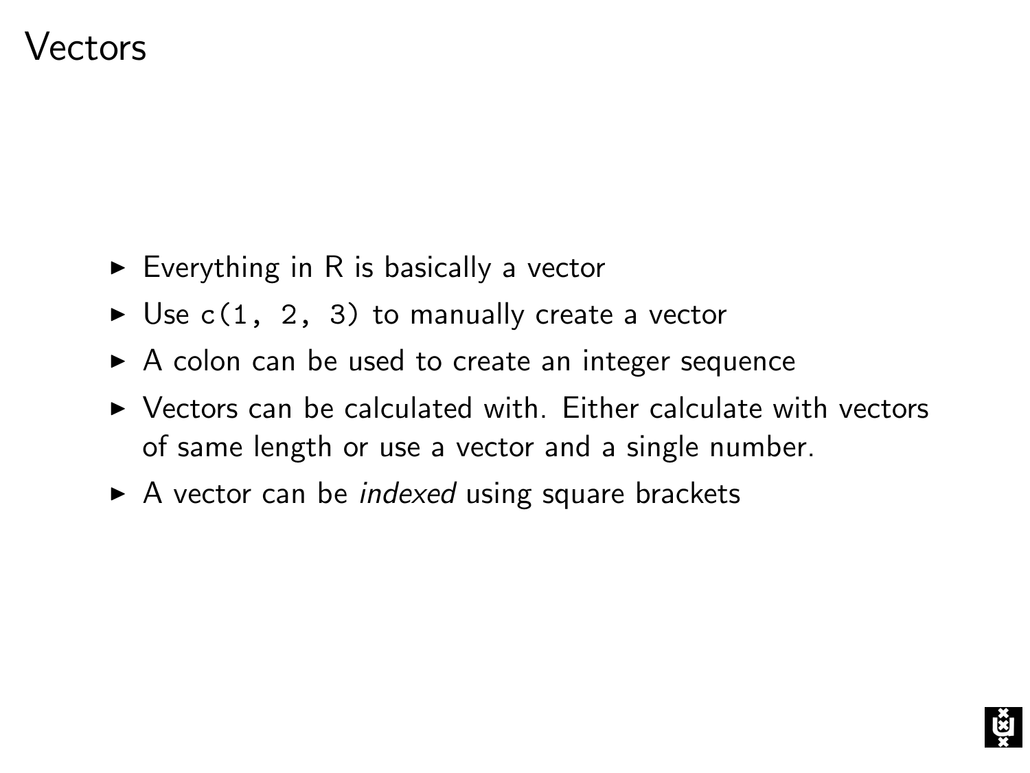# Vectors

- Everything in R is basically a vector
- Use `c(1, 2, 3)` to manually create a vector
- A colon can be used to create an integer sequence
- Vectors can be calculated with. Either calculate with vectors of same length or use a vector and a single number.
- A vector can be *indexed* using square brackets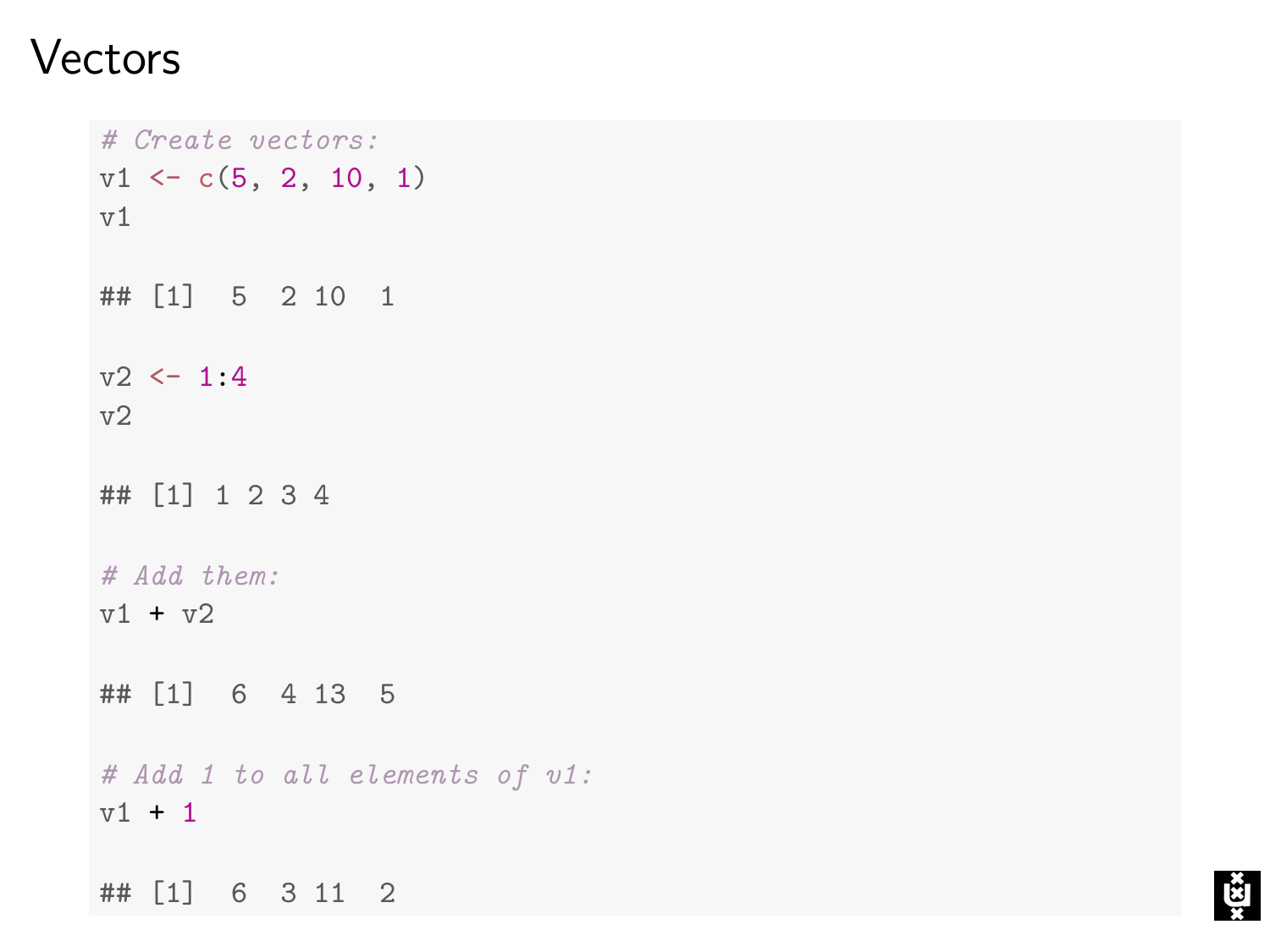# Vectors

```r
# Create vectors:
v1 <- c(5, 2, 10, 1)
v1

## [1]  5  2 10  1

v2 <- 1:4
v2

## [1] 1 2 3 4

# Add them:
v1 + v2

## [1]  6  4 13  5

# Add 1 to all elements of v1:
v1 + 1

## [1]  6  3 11  2
```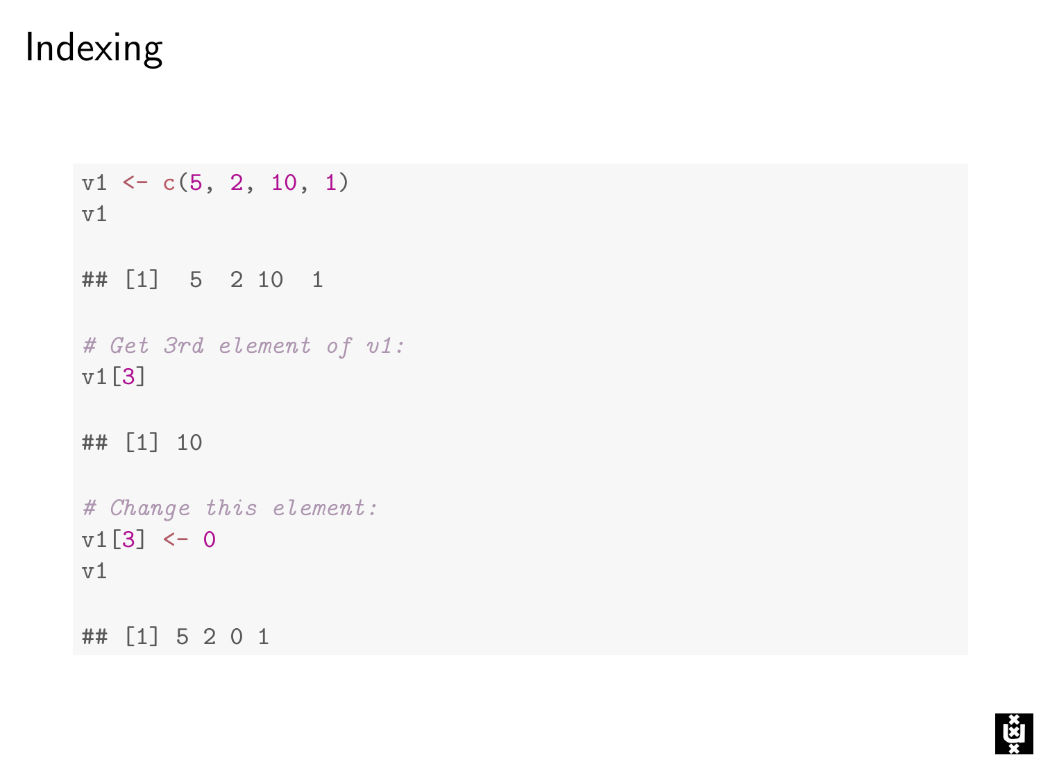# Indexing

```r
v1 <- c(5, 2, 10, 1)
v1

## [1]  5  2 10  1

# Get 3rd element of v1:
v1[3]

## [1] 10

# Change this element:
v1[3] <- 0
v1

## [1] 5 2 0 1
```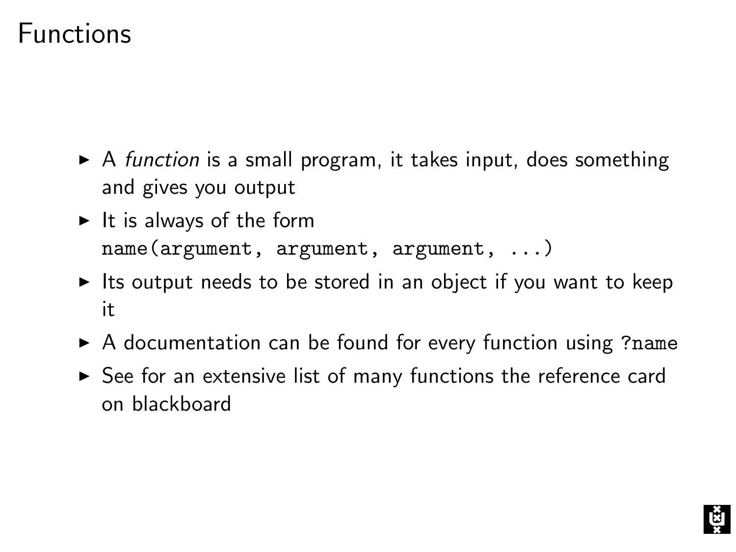# Functions

- A *function* is a small program, it takes input, does something and gives you output
- It is always of the form `name(argument, argument, argument, ...)`
- Its output needs to be stored in an object if you want to keep it
- A documentation can be found for every function using `?name`
- See for an extensive list of many functions the reference card on blackboard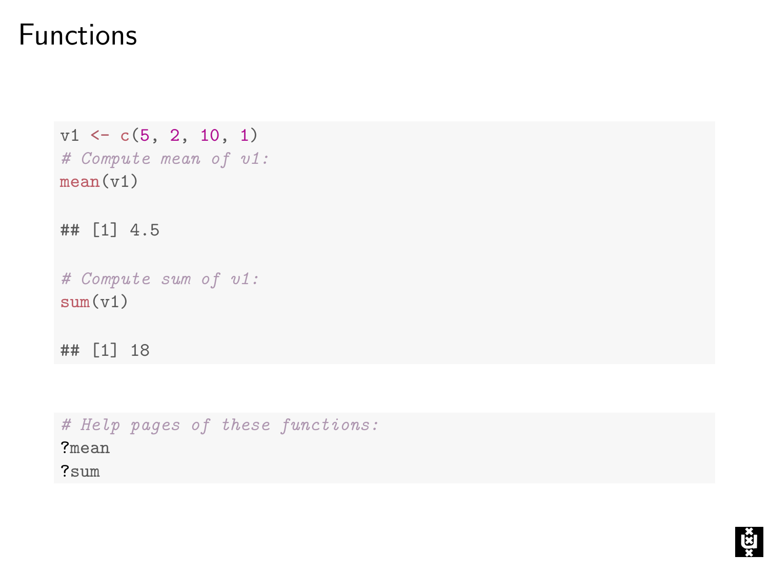# Functions

```
v1 <- c(5, 2, 10, 1)
# Compute mean of v1:
mean(v1)

## [1] 4.5

# Compute sum of v1:
sum(v1)

## [1] 18
```

```
# Help pages of these functions:
?mean
?sum
```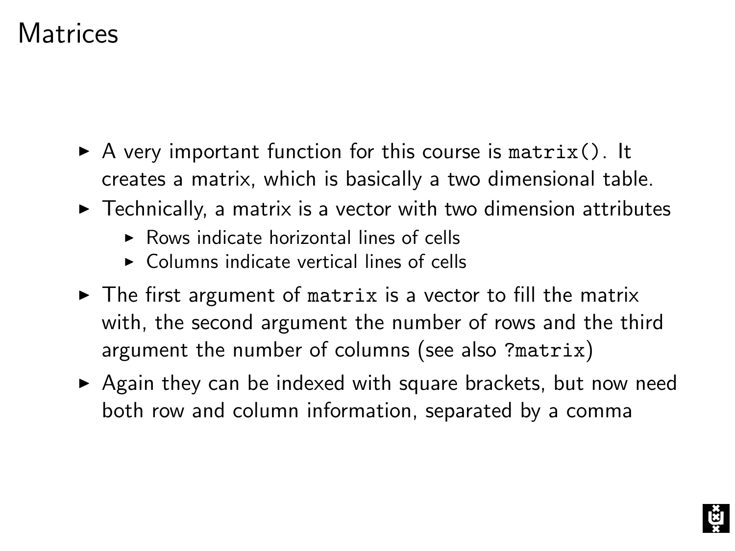# Matrices

- A very important function for this course is `matrix()`. It creates a matrix, which is basically a two dimensional table.
- Technically, a matrix is a vector with two dimension attributes
  - Rows indicate horizontal lines of cells
  - Columns indicate vertical lines of cells
- The first argument of `matrix` is a vector to fill the matrix with, the second argument the number of rows and the third argument the number of columns (see also `?matrix`)
- Again they can be indexed with square brackets, but now need both row and column information, separated by a comma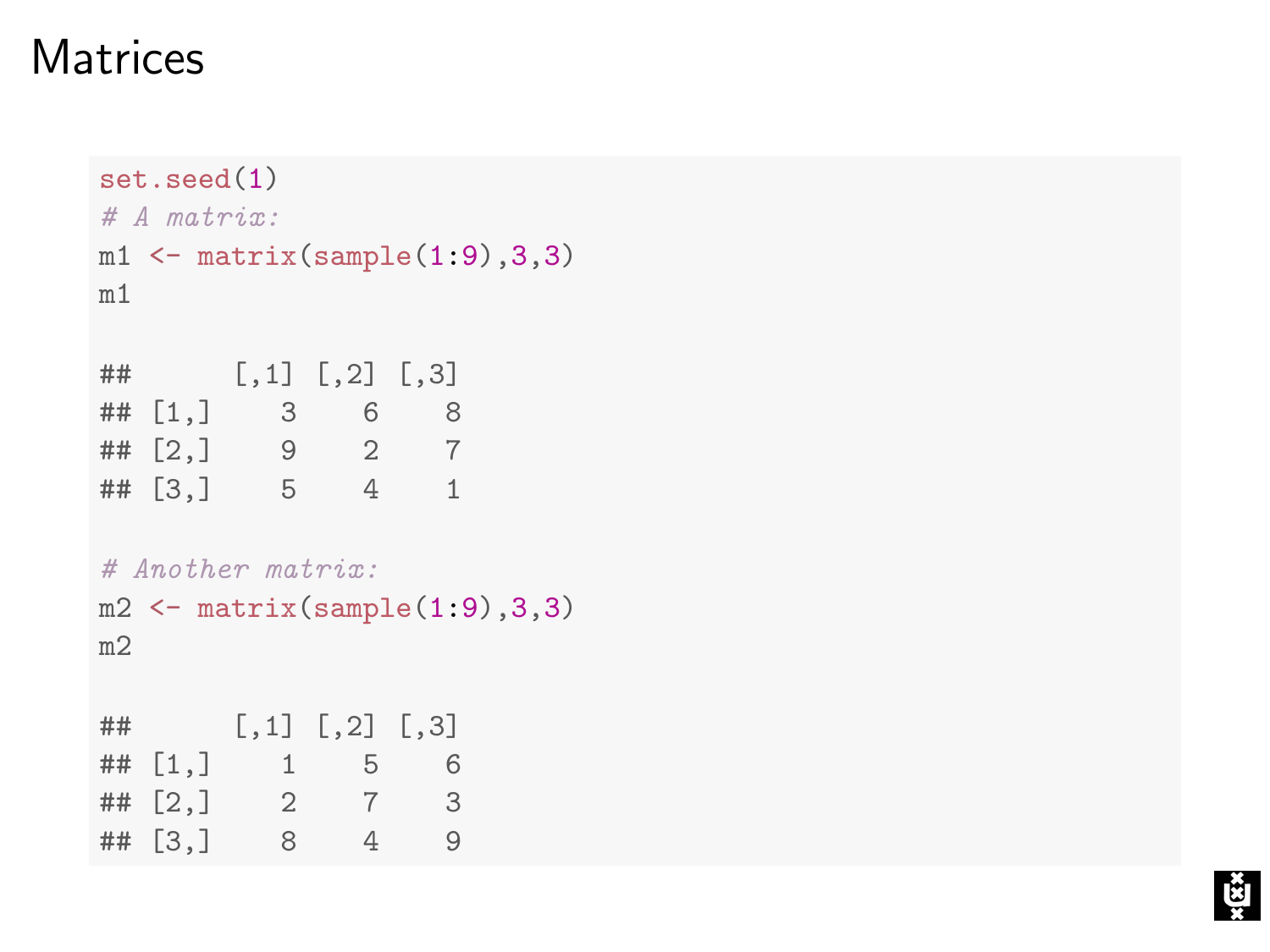# Matrices

```
set.seed(1)
# A matrix:
m1 <- matrix(sample(1:9),3,3)
m1

##      [,1] [,2] [,3]
## [1,]    3    6    8
## [2,]    9    2    7
## [3,]    5    4    1

# Another matrix:
m2 <- matrix(sample(1:9),3,3)
m2

##      [,1] [,2] [,3]
## [1,]    1    5    6
## [2,]    2    7    3
## [3,]    8    4    9
```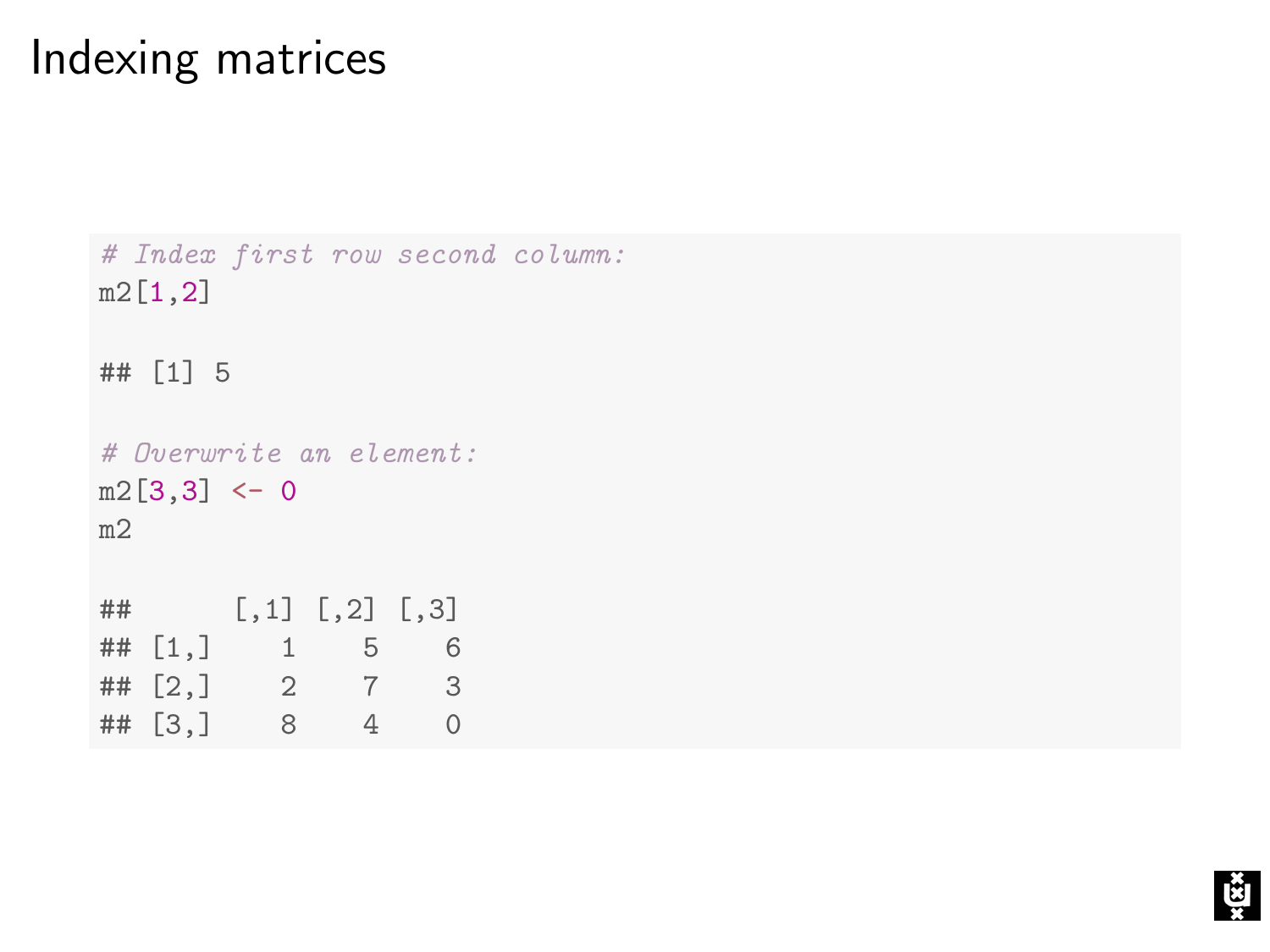# Indexing matrices

```
# Index first row second column:
m2[1,2]

## [1] 5

# Overwrite an element:
m2[3,3] <- 0
m2

##      [,1] [,2] [,3]
## [1,]    1    5    6
## [2,]    2    7    3
## [3,]    8    4    0
```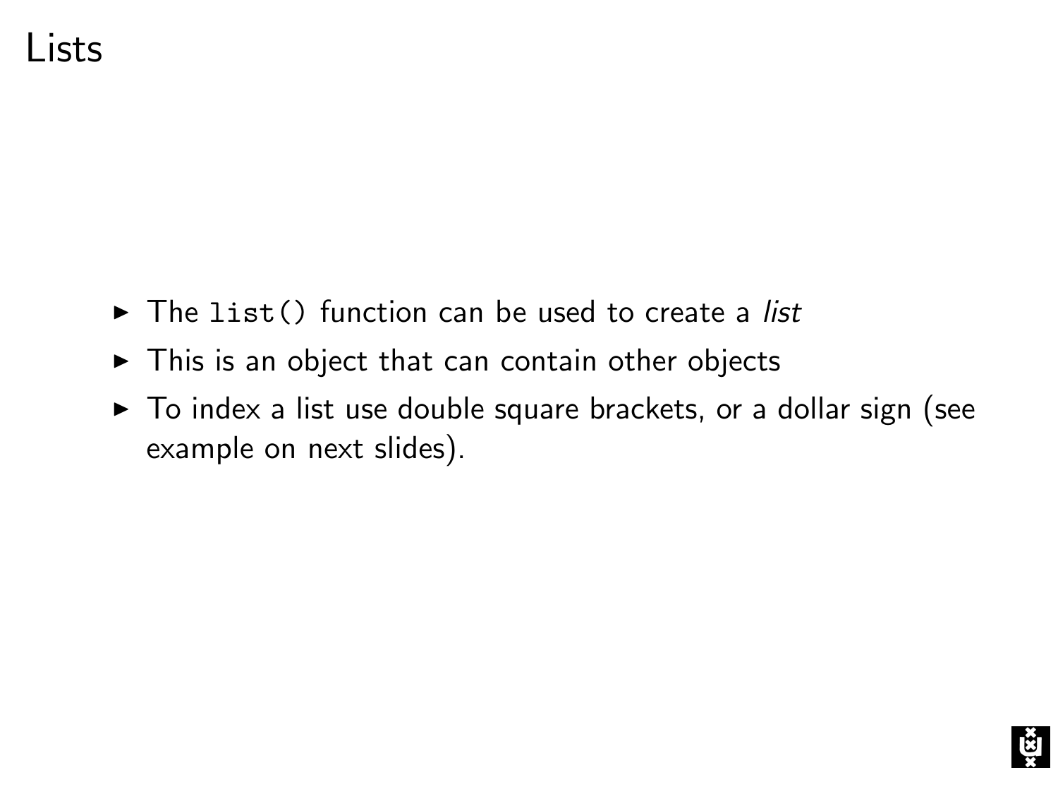# Lists

- The `list()` function can be used to create a *list*
- This is an object that can contain other objects
- To index a list use double square brackets, or a dollar sign (see example on next slides).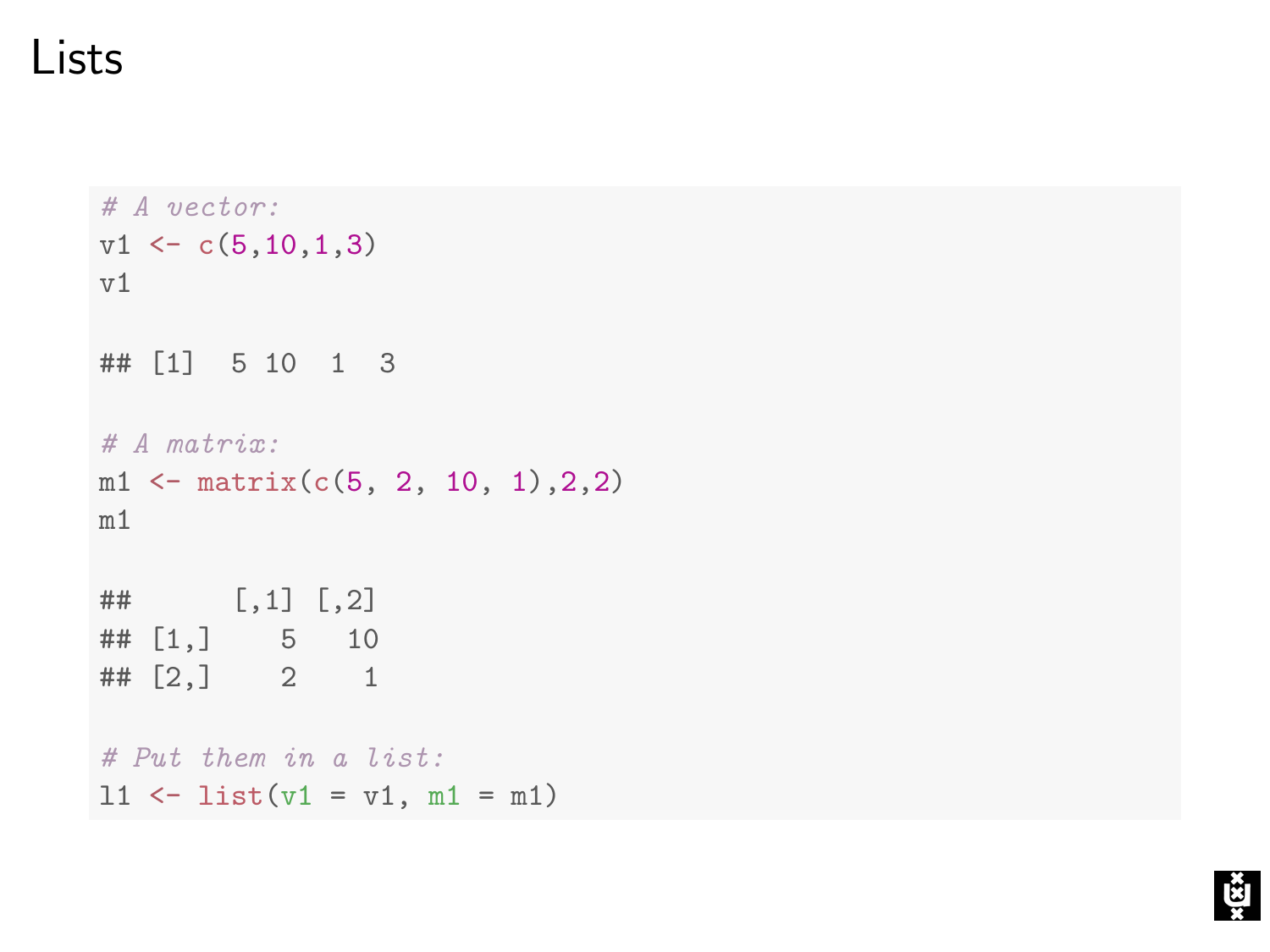# Lists

```
# A vector:
v1 <- c(5,10,1,3)
v1

## [1]  5 10  1  3

# A matrix:
m1 <- matrix(c(5, 2, 10, 1),2,2)
m1

##      [,1] [,2]
## [1,]    5   10
## [2,]    2    1

# Put them in a list:
l1 <- list(v1 = v1, m1 = m1)
```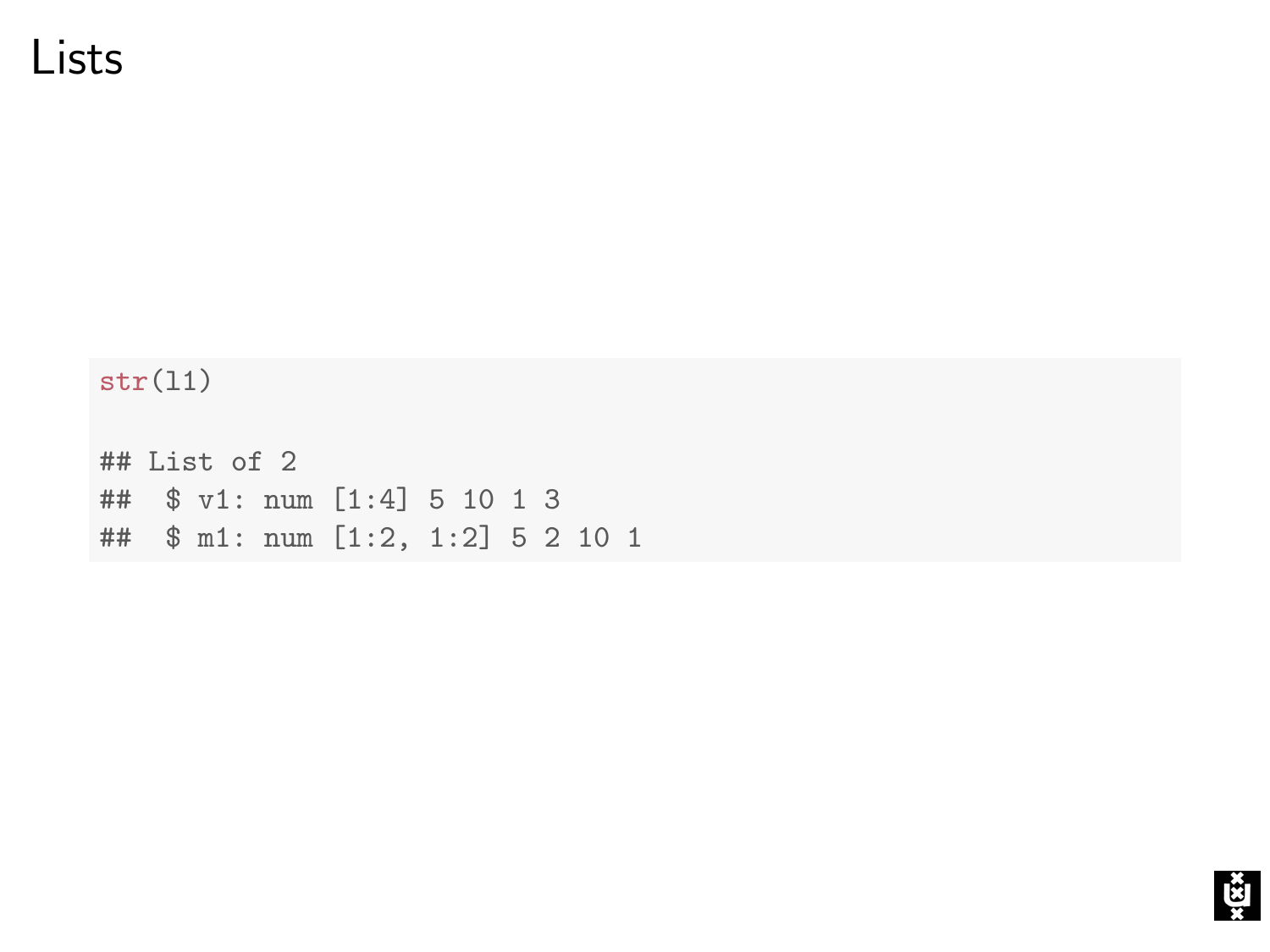# Lists

```
str(l1)

## List of 2
##  $ v1: num [1:4] 5 10 1 3
##  $ m1: num [1:2, 1:2] 5 2 10 1
```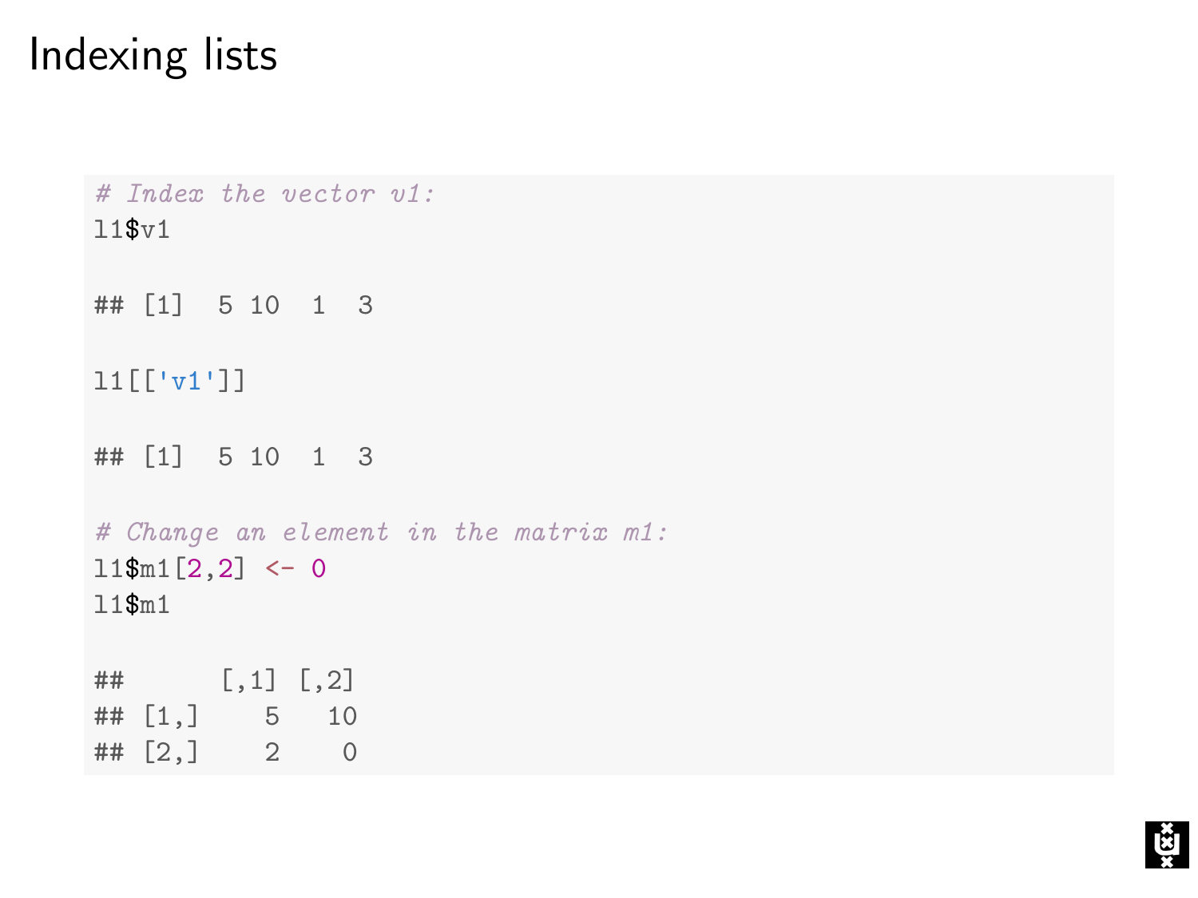# Indexing lists

```
# Index the vector v1:
l1$v1

## [1]  5 10  1  3

l1[['v1']]

## [1]  5 10  1  3

# Change an element in the matrix m1:
l1$m1[2,2] <- 0
l1$m1

##      [,1] [,2]
## [1,]    5   10
## [2,]    2    0
```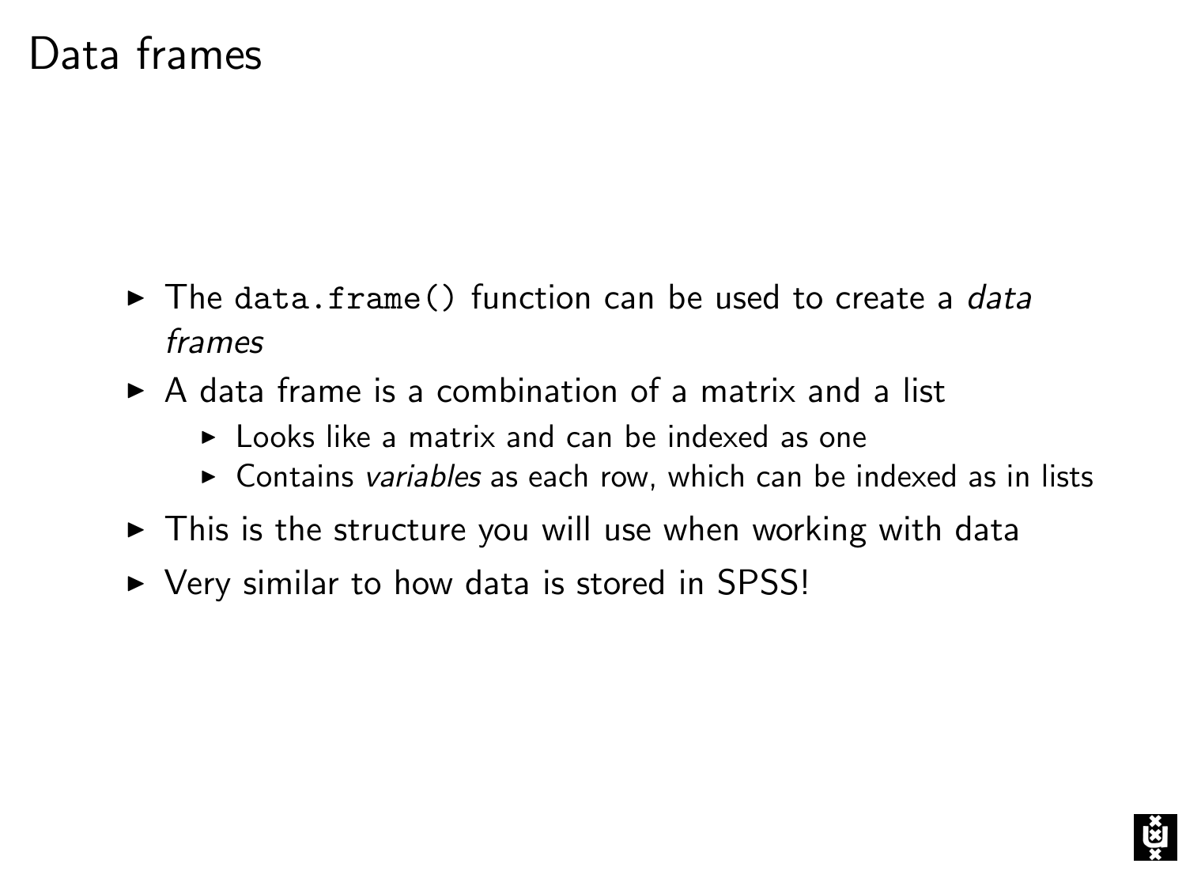# Data frames

- The `data.frame()` function can be used to create a *data frames*
- A data frame is a combination of a matrix and a list
  - Looks like a matrix and can be indexed as one
  - Contains *variables* as each row, which can be indexed as in lists
- This is the structure you will use when working with data
- Very similar to how data is stored in SPSS!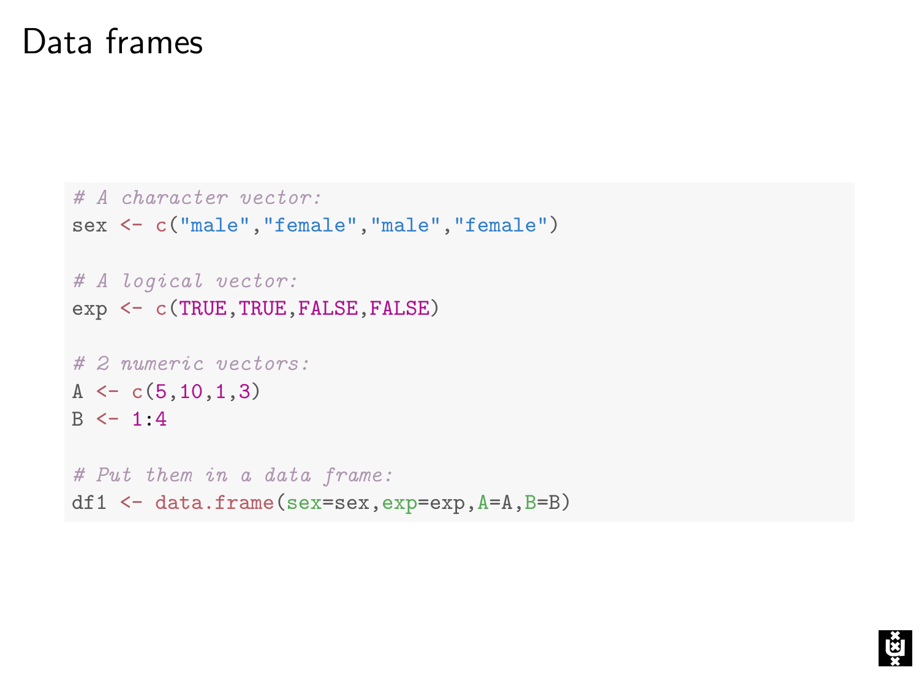# Data frames

```r
# A character vector:
sex <- c("male","female","male","female")

# A logical vector:
exp <- c(TRUE,TRUE,FALSE,FALSE)

# 2 numeric vectors:
A <- c(5,10,1,3)
B <- 1:4

# Put them in a data frame:
df1 <- data.frame(sex=sex,exp=exp,A=A,B=B)
```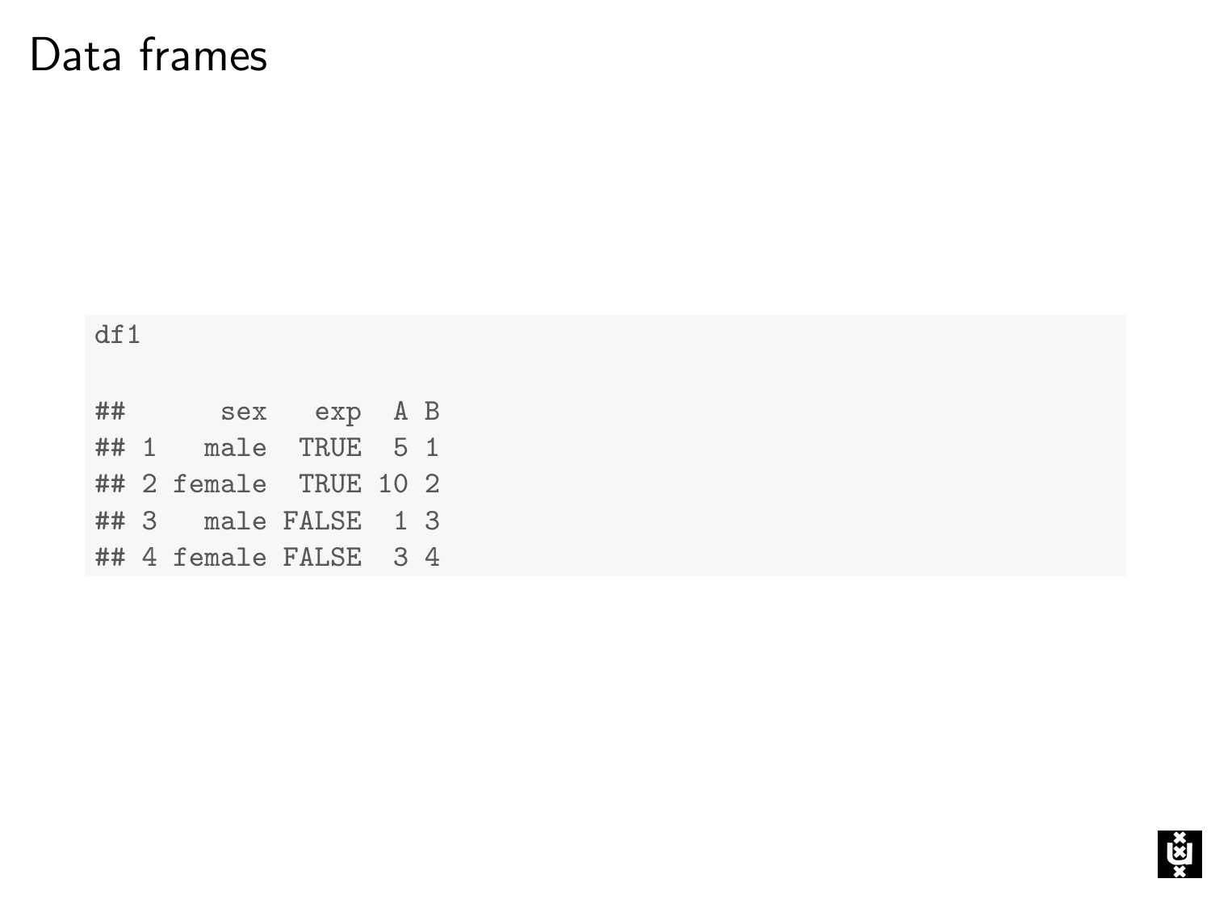# Data frames

```
df1

##      sex   exp  A B
## 1   male  TRUE  5 1
## 2 female  TRUE 10 2
## 3   male FALSE  1 3
## 4 female FALSE  3 4
```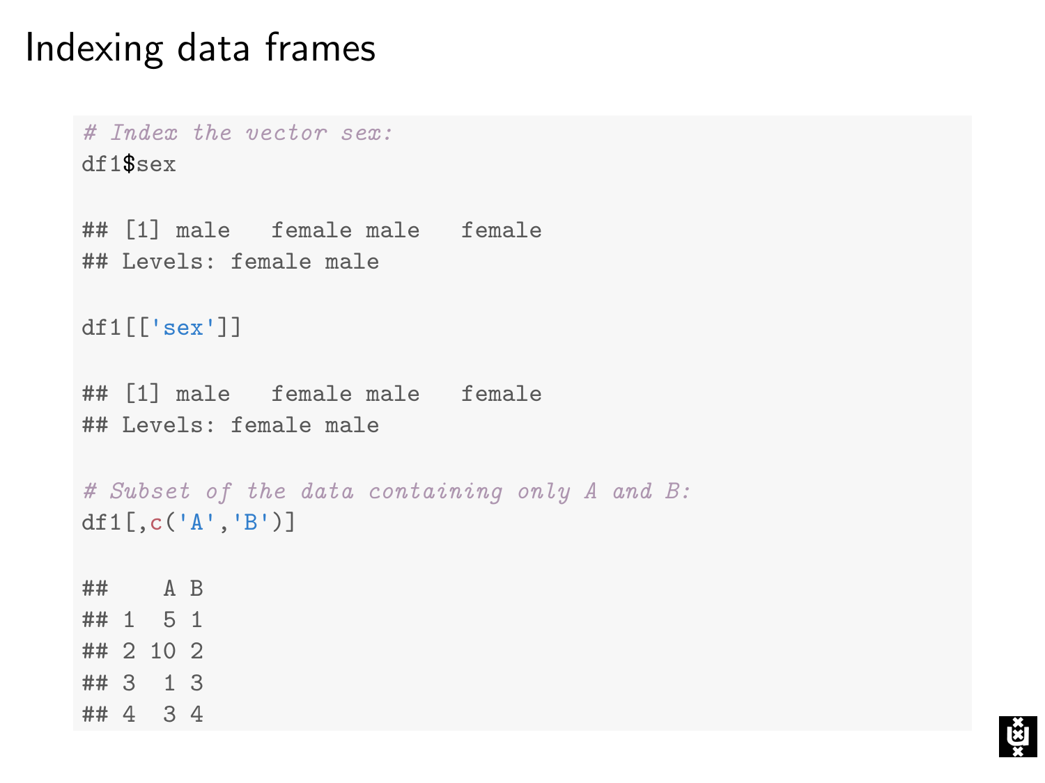# Indexing data frames

```
# Index the vector sex:
df1$sex

## [1] male   female male   female
## Levels: female male

df1[['sex']]

## [1] male   female male   female
## Levels: female male

# Subset of the data containing only A and B:
df1[,c('A','B')]

##    A B
## 1  5 1
## 2 10 2
## 3  1 3
## 4  3 4
```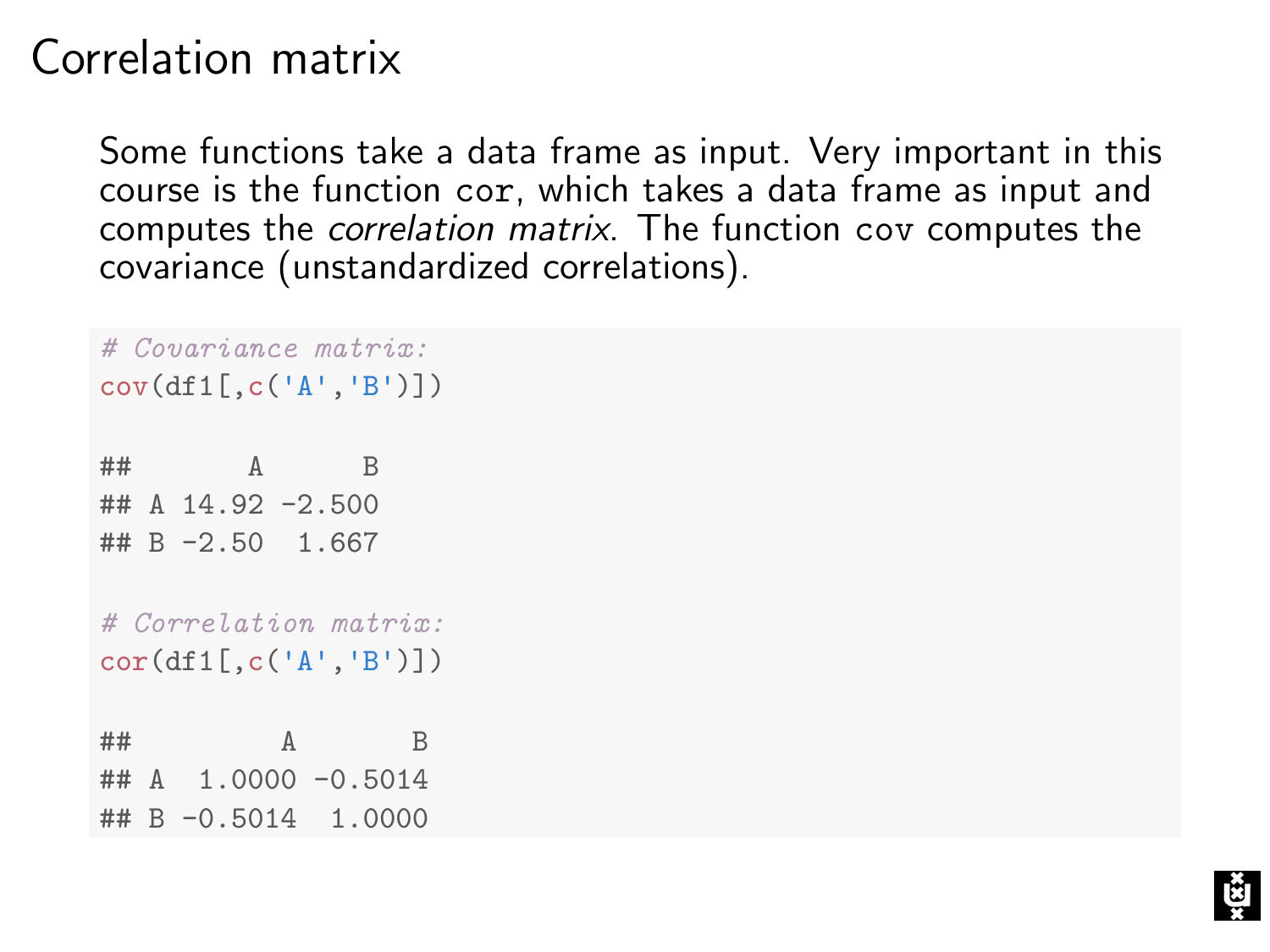# Correlation matrix

Some functions take a data frame as input. Very important in this course is the function `cor`, which takes a data frame as input and computes the *correlation matrix*. The function `cov` computes the covariance (unstandardized correlations).

```
# Covariance matrix:
cov(df1[,c('A','B')])

##       A      B
## A 14.92 -2.500
## B -2.50  1.667

# Correlation matrix:
cor(df1[,c('A','B')])

##         A       B
## A  1.0000 -0.5014
## B -0.5014  1.0000
```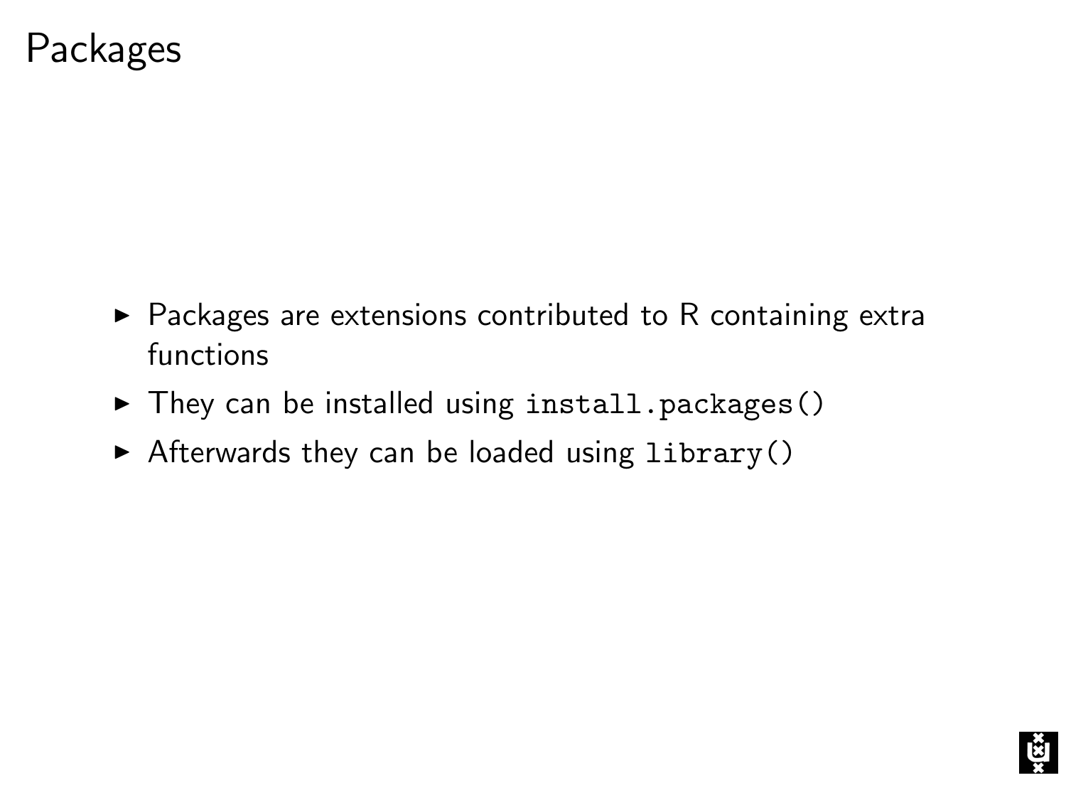# Packages

- Packages are extensions contributed to R containing extra functions
- They can be installed using `install.packages()`
- Afterwards they can be loaded using `library()`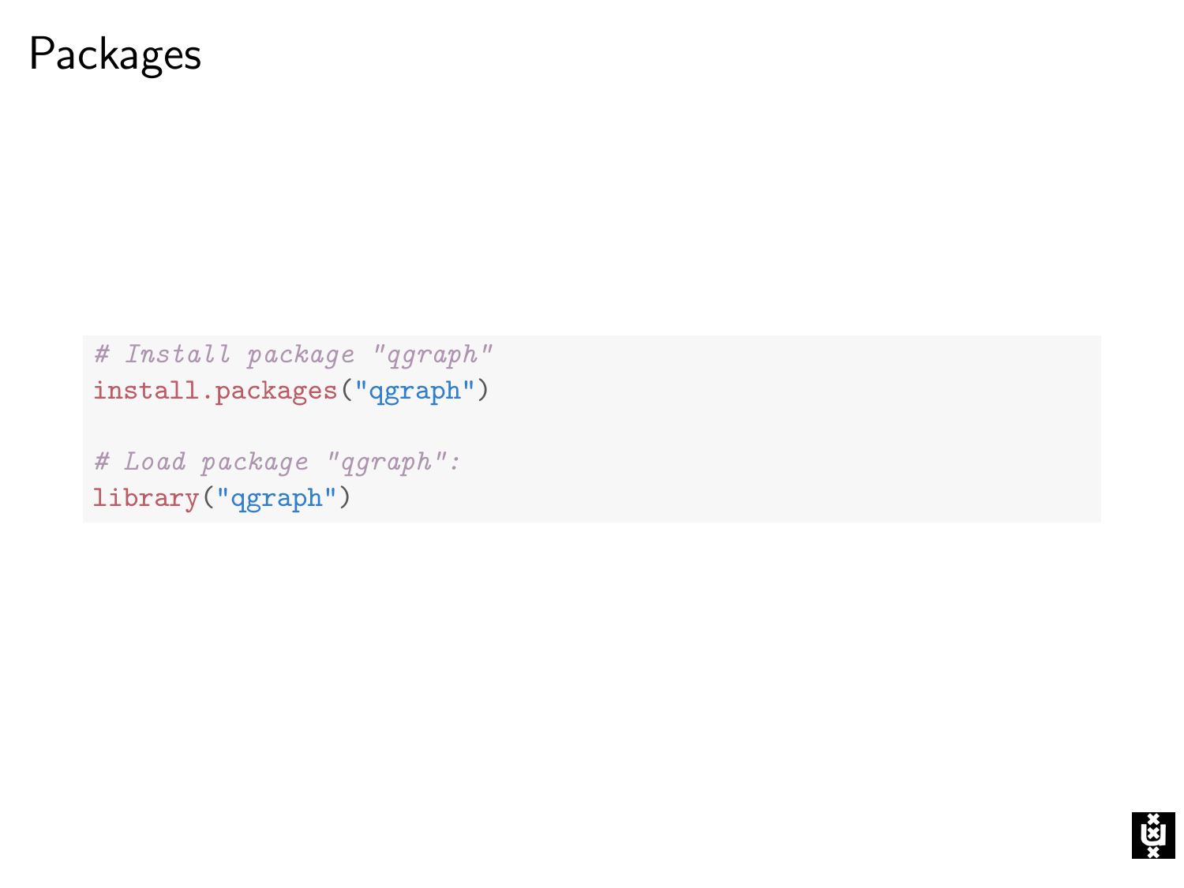# Packages

```r
# Install package "qgraph"
install.packages("qgraph")

# Load package "qgraph":
library("qgraph")
```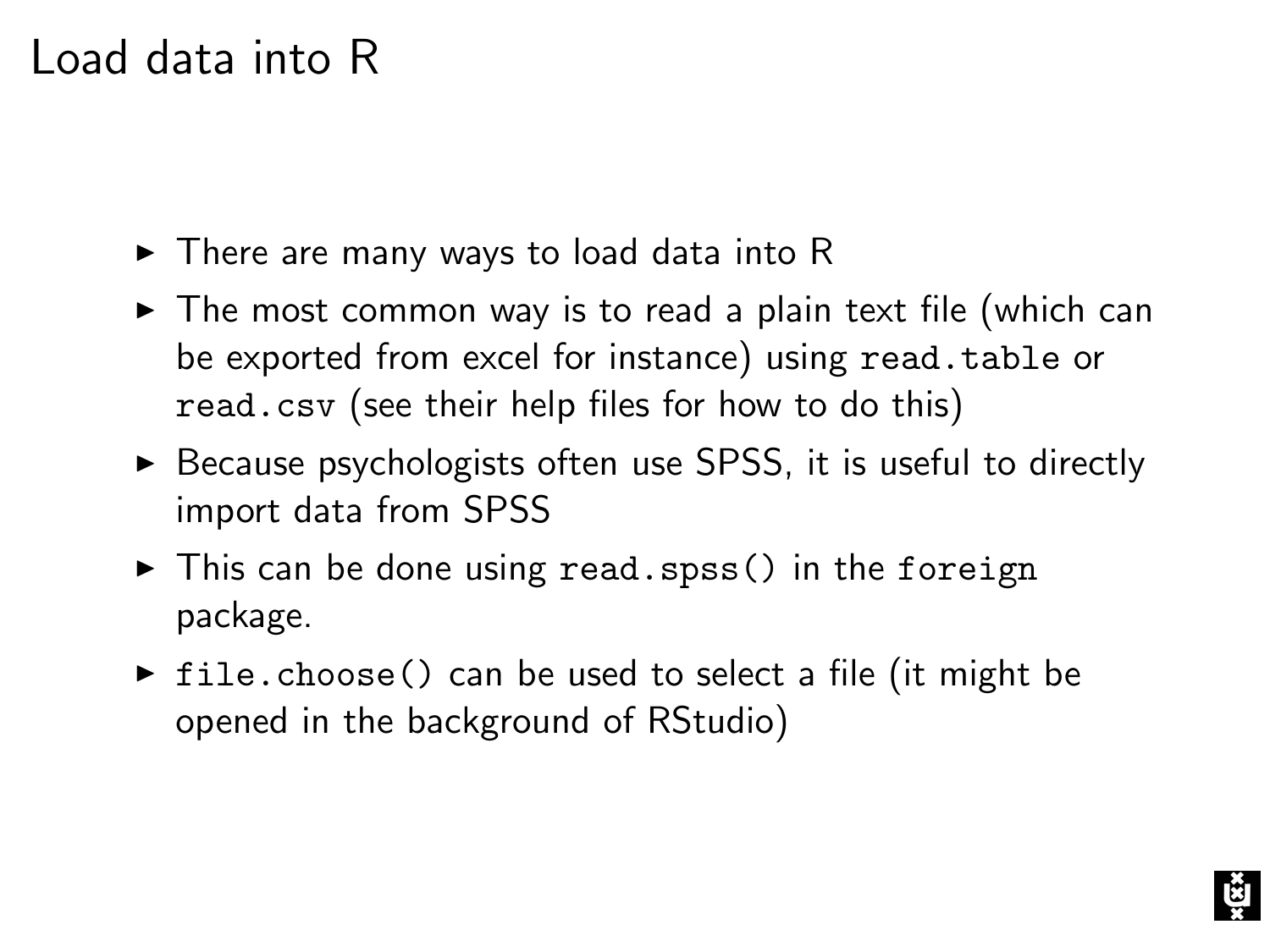# Load data into R

- There are many ways to load data into R
- The most common way is to read a plain text file (which can be exported from excel for instance) using `read.table` or `read.csv` (see their help files for how to do this)
- Because psychologists often use SPSS, it is useful to directly import data from SPSS
- This can be done using `read.spss()` in the `foreign` package.
- `file.choose()` can be used to select a file (it might be opened in the background of RStudio)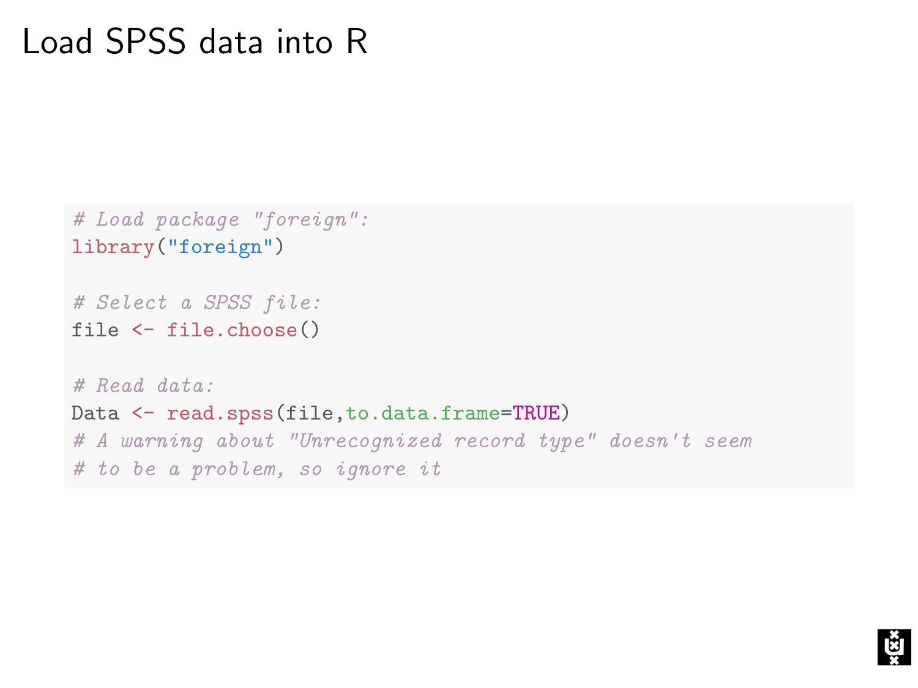# Load SPSS data into R

```
# Load package "foreign":
library("foreign")

# Select a SPSS file:
file <- file.choose()

# Read data:
Data <- read.spss(file,to.data.frame=TRUE)
# A warning about "Unrecognized record type" doesn't seem
# to be a problem, so ignore it
```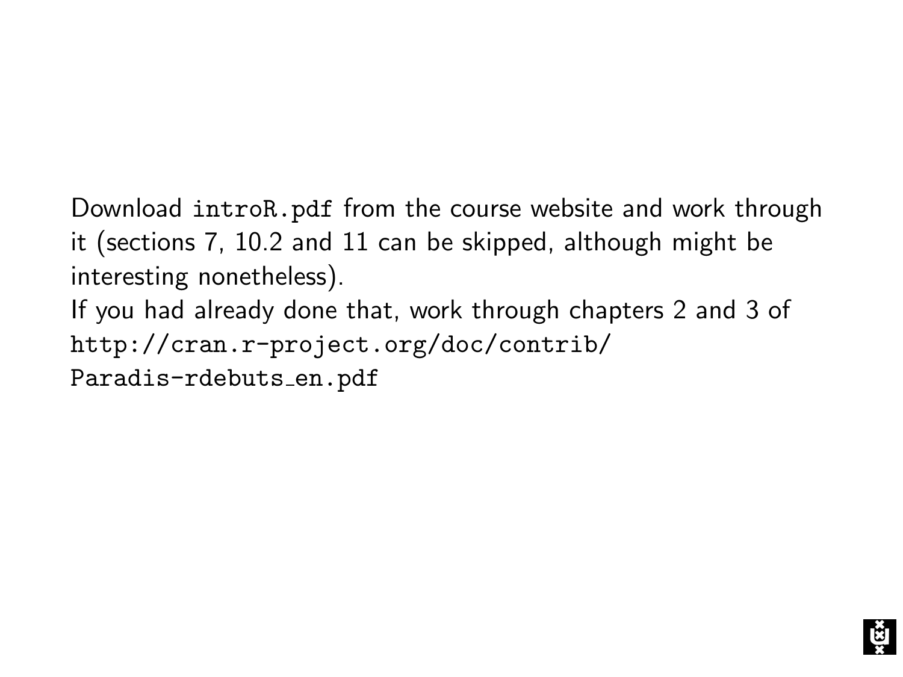Download `introR.pdf` from the course website and work through it (sections 7, 10.2 and 11 can be skipped, although might be interesting nonetheless).

If you had already done that, work through chapters 2 and 3 of `http://cran.r-project.org/doc/contrib/Paradis-rdebuts_en.pdf`